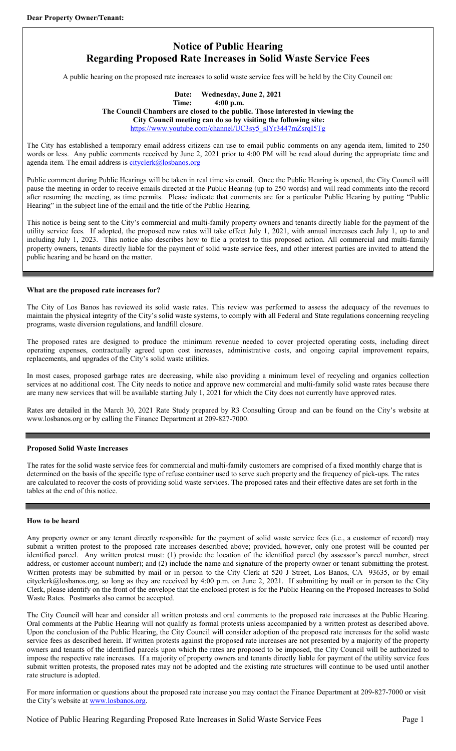**Dear Property Owner/Tenant:**

# Notice of Public Hearing
# Regarding Proposed Rate Increases in Solid Waste Service Fees

A public hearing on the proposed rate increases to solid waste service fees will be held by the City Council on:

**Date: Wednesday, June 2, 2021**
**Time: 4:00 p.m.**
**The Council Chambers are closed to the public. Those interested in viewing the City Council meeting can do so by visiting the following site:**
https://www.youtube.com/channel/UC3sy5_sIYr3447mZsrqI5Tg

The City has established a temporary email address citizens can use to email public comments on any agenda item, limited to 250 words or less. Any public comments received by June 2, 2021 prior to 4:00 PM will be read aloud during the appropriate time and agenda item. The email address is cityclerk@losbanos.org

Public comment during Public Hearings will be taken in real time via email. Once the Public Hearing is opened, the City Council will pause the meeting in order to receive emails directed at the Public Hearing (up to 250 words) and will read comments into the record after resuming the meeting, as time permits. Please indicate that comments are for a particular Public Hearing by putting "Public Hearing" in the subject line of the email and the title of the Public Hearing.

This notice is being sent to the City's commercial and multi-family property owners and tenants directly liable for the payment of the utility service fees. If adopted, the proposed new rates will take effect July 1, 2021, with annual increases each July 1, up to and including July 1, 2023. This notice also describes how to file a protest to this proposed action. All commercial and multi-family property owners, tenants directly liable for the payment of solid waste service fees, and other interest parties are invited to attend the public hearing and be heard on the matter.

### What are the proposed rate increases for?

The City of Los Banos has reviewed its solid waste rates. This review was performed to assess the adequacy of the revenues to maintain the physical integrity of the City's solid waste systems, to comply with all Federal and State regulations concerning recycling programs, waste diversion regulations, and landfill closure.

The proposed rates are designed to produce the minimum revenue needed to cover projected operating costs, including direct operating expenses, contractually agreed upon cost increases, administrative costs, and ongoing capital improvement repairs, replacements, and upgrades of the City's solid waste utilities.

In most cases, proposed garbage rates are decreasing, while also providing a minimum level of recycling and organics collection services at no additional cost. The City needs to notice and approve new commercial and multi-family solid waste rates because there are many new services that will be available starting July 1, 2021 for which the City does not currently have approved rates.

Rates are detailed in the March 30, 2021 Rate Study prepared by R3 Consulting Group and can be found on the City's website at www.losbanos.org or by calling the Finance Department at 209-827-7000.

### Proposed Solid Waste Increases

The rates for the solid waste service fees for commercial and multi-family customers are comprised of a fixed monthly charge that is determined on the basis of the specific type of refuse container used to serve such property and the frequency of pick-ups. The rates are calculated to recover the costs of providing solid waste services. The proposed rates and their effective dates are set forth in the tables at the end of this notice.

### How to be heard

Any property owner or any tenant directly responsible for the payment of solid waste service fees (i.e., a customer of record) may submit a written protest to the proposed rate increases described above; provided, however, only one protest will be counted per identified parcel. Any written protest must: (1) provide the location of the identified parcel (by assessor's parcel number, street address, or customer account number); and (2) include the name and signature of the property owner or tenant submitting the protest. Written protests may be submitted by mail or in person to the City Clerk at 520 J Street, Los Banos, CA 93635, or by email cityclerk@losbanos.org, so long as they are received by 4:00 p.m. on June 2, 2021. If submitting by mail or in person to the City Clerk, please identify on the front of the envelope that the enclosed protest is for the Public Hearing on the Proposed Increases to Solid Waste Rates. Postmarks also cannot be accepted.

The City Council will hear and consider all written protests and oral comments to the proposed rate increases at the Public Hearing. Oral comments at the Public Hearing will not qualify as formal protests unless accompanied by a written protest as described above. Upon the conclusion of the Public Hearing, the City Council will consider adoption of the proposed rate increases for the solid waste service fees as described herein. If written protests against the proposed rate increases are not presented by a majority of the property owners and tenants of the identified parcels upon which the rates are proposed to be imposed, the City Council will be authorized to impose the respective rate increases. If a majority of property owners and tenants directly liable for payment of the utility service fees submit written protests, the proposed rates may not be adopted and the existing rate structures will continue to be used until another rate structure is adopted.

For more information or questions about the proposed rate increase you may contact the Finance Department at 209-827-7000 or visit the City's website at www.losbanos.org.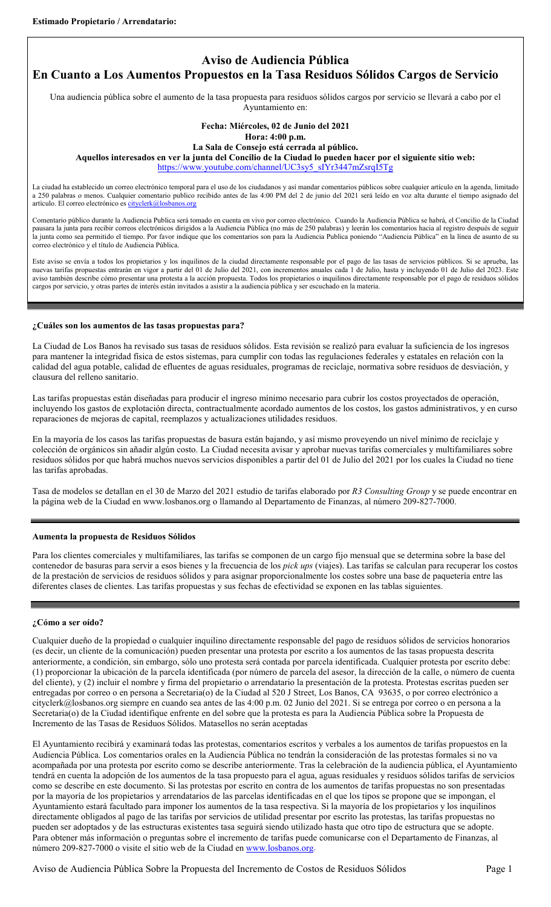**Estimado Propietario / Arrendatario:**

# Aviso de Audiencia Pública
## En Cuanto a Los Aumentos Propuestos en la Tasa Residuos Sólidos Cargos de Servicio

Una audiencia pública sobre el aumento de la tasa propuesta para residuos sólidos cargos por servicio se llevará a cabo por el Ayuntamiento en:

**Fecha: Miércoles, 02 de Junio del 2021**
**Hora: 4:00 p.m.**
**La Sala de Consejo está cerrada al público.**
**Aquellos interesados en ver la junta del Concilio de la Ciudad lo pueden hacer por el siguiente sitio web:**
https://www.youtube.com/channel/UC3sy5_sIYr3447mZsrqI5Tg

La ciudad ha establecido un correo electrónico temporal para el uso de los ciudadanos y así mandar comentarios públicos sobre cualquier artículo en la agenda, limitado a 250 palabras o menos. Cualquier comentario publico recibido antes de las 4:00 PM del 2 de junio del 2021 será leído en voz alta durante el tiempo asignado del artículo. El correo electrónico es cityclerk@losbanos.org

Comentario público durante la Audiencia Publica será tomado en cuenta en vivo por correo electrónico. Cuando la Audiencia Pública se habrá, el Concilio de la Ciudad pausara la junta para recibir correos electrónicos dirigidos a la Audiencia Pública (no más de 250 palabras) y leerán los comentarios hacia al registro después de seguir la junta como sea permitido el tiempo. Por favor indique que los comentarios son para la Audiencia Publica poniendo "Audiencia Pública" en la línea de asunto de su correo electrónico y el título de Audiencia Pública.

Este aviso se envía a todos los propietarios y los inquilinos de la ciudad directamente responsable por el pago de las tasas de servicios públicos. Si se aprueba, las nuevas tarifas propuestas entrarán en vigor a partir del 01 de Julio del 2021, con incrementos anuales cada 1 de Julio, hasta y incluyendo 01 de Julio del 2023. Este aviso también describe cómo presentar una protesta a la acción propuesta. Todos los propietarios o inquilinos directamente responsable por el pago de residuos sólidos cargos por servicio, y otras partes de interés están invitados a asistir a la audiencia pública y ser escuchado en la materia.

### ¿Cuáles son los aumentos de las tasas propuestas para?

La Ciudad de Los Banos ha revisado sus tasas de residuos sólidos. Esta revisión se realizó para evaluar la suficiencia de los ingresos para mantener la integridad física de estos sistemas, para cumplir con todas las regulaciones federales y estatales en relación con la calidad del agua potable, calidad de efluentes de aguas residuales, programas de reciclaje, normativa sobre residuos de desviación, y clausura del relleno sanitario.

Las tarifas propuestas están diseñadas para producir el ingreso mínimo necesario para cubrir los costos proyectados de operación, incluyendo los gastos de explotación directa, contractualmente acordado aumentos de los costos, los gastos administrativos, y en curso reparaciones de mejoras de capital, reemplazos y actualizaciones utilidades residuos.

En la mayoría de los casos las tarifas propuestas de basura están bajando, y así mismo proveyendo un nivel mínimo de reciclaje y colección de orgánicos sin añadir algún costo. La Ciudad necesita avisar y aprobar nuevas tarifas comerciales y multifamiliares sobre residuos sólidos por que habrá muchos nuevos servicios disponibles a partir del 01 de Julio del 2021 por los cuales la Ciudad no tiene las tarifas aprobadas.

Tasa de modelos se detallan en el 30 de Marzo del 2021 estudio de tarifas elaborado por *R3 Consulting Group* y se puede encontrar en la página web de la Ciudad en www.losbanos.org o llamando al Departamento de Finanzas, al número 209-827-7000.

### Aumenta la propuesta de Residuos Sólidos

Para los clientes comerciales y multifamiliares, las tarifas se componen de un cargo fijo mensual que se determina sobre la base del contenedor de basuras para servir a esos bienes y la frecuencia de los *pick ups* (viajes). Las tarifas se calculan para recuperar los costos de la prestación de servicios de residuos sólidos y para asignar proporcionalmente los costes sobre una base de paquetería entre las diferentes clases de clientes. Las tarifas propuestas y sus fechas de efectividad se exponen en las tablas siguientes.

### ¿Cómo a ser oído?

Cualquier dueño de la propiedad o cualquier inquilino directamente responsable del pago de residuos sólidos de servicios honorarios (es decir, un cliente de la comunicación) pueden presentar una protesta por escrito a los aumentos de las tasas propuesta descrita anteriormente, a condición, sin embargo, sólo uno protesta será contada por parcela identificada. Cualquier protesta por escrito debe: (1) proporcionar la ubicación de la parcela identificada (por número de parcela del asesor, la dirección de la calle, o número de cuenta del cliente), y (2) incluir el nombre y firma del propietario o arrendatario la presentación de la protesta. Protestas escritas pueden ser entregadas por correo o en persona a Secretaria(o) de la Ciudad al 520 J Street, Los Banos, CA 93635, o por correo electrónico a cityclerk@losbanos.org siempre en cuando sea antes de las 4:00 p.m. 02 Junio del 2021. Si se entrega por correo o en persona a la Secretaria(o) de la Ciudad identifique enfrente en del sobre que la protesta es para la Audiencia Pública sobre la Propuesta de Incremento de las Tasas de Residuos Sólidos. Matasellos no serán aceptadas

El Ayuntamiento recibirá y examinará todas las protestas, comentarios escritos y verbales a los aumentos de tarifas propuestos en la Audiencia Pública. Los comentarios orales en la Audiencia Pública no tendrán la consideración de las protestas formales si no va acompañada por una protesta por escrito como se describe anteriormente. Tras la celebración de la audiencia pública, el Ayuntamiento tendrá en cuenta la adopción de los aumentos de la tasa propuesto para el agua, aguas residuales y residuos sólidos tarifas de servicios como se describe en este documento. Si las protestas por escrito en contra de los aumentos de tarifas propuestas no son presentadas por la mayoría de los propietarios y arrendatarios de las parcelas identificadas en el que los tipos se propone que se impongan, el Ayuntamiento estará facultado para imponer los aumentos de la tasa respectiva. Si la mayoría de los propietarios y los inquilinos directamente obligados al pago de las tarifas por servicios de utilidad presentar por escrito las protestas, las tarifas propuestas no pueden ser adoptados y de las estructuras existentes tasa seguirá siendo utilizado hasta que otro tipo de estructura que se adopte. Para obtener más información o preguntas sobre el incremento de tarifas puede comunicarse con el Departamento de Finanzas, al número 209-827-7000 o visite el sitio web de la Ciudad en www.losbanos.org.

Aviso de Audiencia Pública Sobre la Propuesta del Incremento de Costos de Residuos Sólidos